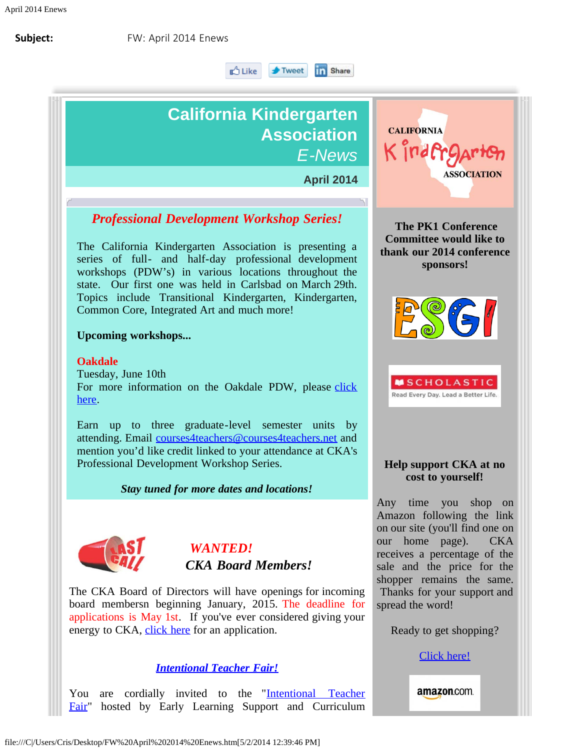**Subject:** FW: April 2014 Enews

Like Tweet Share

# California Kindergarten Association *E-News*

**April 2014**

## *Professional Development Workshop Series!*

The California Kindergarten Association is presenting a series of full- and half-day professional development workshops (PDW's) in various locations throughout the state. Our first one was held in Carlsbad on March 29th. Topics include Transitional Kindergarten, Kindergarten, Common Core, Integrated Art and much more!

**Upcoming workshops...**

**Oakdale**
Tuesday, June 10th
For more information on the Oakdale PDW, please click here.

Earn up to three graduate-level semester units by attending. Email courses4teachers@courses4teachers.net and mention you'd like credit linked to your attendance at CKA's Professional Development Workshop Series.

***Stay tuned for more dates and locations!***

## *WANTED!*

### *CKA Board Members!*

The CKA Board of Directors will have openings for incoming board membersn beginning January, 2015. The deadline for applications is May 1st. If you've ever considered giving your energy to CKA, click here for an application.

## *Intentional Teacher Fair!*

You are cordially invited to the "Intentional Teacher Fair" hosted by Early Learning Support and Curriculum

---

CALIFORNIA Kindergarten ASSOCIATION

**The PK1 Conference Committee would like to thank our 2014 conference sponsors!**

ESGI

SCHOLASTIC
Read Every Day. Lead a Better Life.

**Help support CKA at no cost to yourself!**

Any time you shop on Amazon following the link on our site (you'll find one on our home page). CKA receives a percentage of the sale and the price for the shopper remains the same. Thanks for your support and spread the word!

Ready to get shopping?

Click here!

amazon.com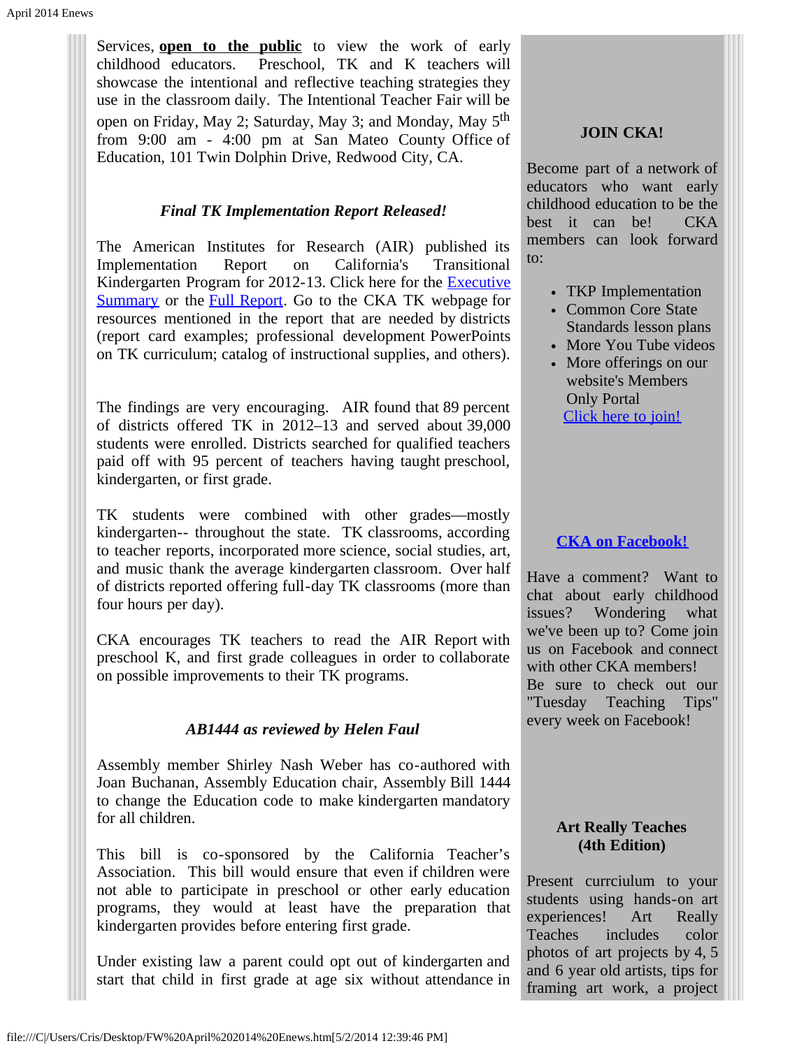Services, **open to the public** to view the work of early childhood educators. Preschool, TK and K teachers will showcase the intentional and reflective teaching strategies they use in the classroom daily. The Intentional Teacher Fair will be open on Friday, May 2; Saturday, May 3; and Monday, May 5th from 9:00 am - 4:00 pm at San Mateo County Office of Education, 101 Twin Dolphin Drive, Redwood City, CA.

### *Final TK Implementation Report Released!*

The American Institutes for Research (AIR) published its Implementation Report on California's Transitional Kindergarten Program for 2012-13. Click here for the [Executive Summary] or the [Full Report]. Go to the CKA TK webpage for resources mentioned in the report that are needed by districts (report card examples; professional development PowerPoints on TK curriculum; catalog of instructional supplies, and others).

The findings are very encouraging. AIR found that 89 percent of districts offered TK in 2012–13 and served about 39,000 students were enrolled. Districts searched for qualified teachers paid off with 95 percent of teachers having taught preschool, kindergarten, or first grade.

TK students were combined with other grades—mostly kindergarten-- throughout the state. TK classrooms, according to teacher reports, incorporated more science, social studies, art, and music thank the average kindergarten classroom. Over half of districts reported offering full-day TK classrooms (more than four hours per day).

CKA encourages TK teachers to read the AIR Report with preschool K, and first grade colleagues in order to collaborate on possible improvements to their TK programs.

### *AB1444 as reviewed by Helen Faul*

Assembly member Shirley Nash Weber has co-authored with Joan Buchanan, Assembly Education chair, Assembly Bill 1444 to change the Education code to make kindergarten mandatory for all children.

This bill is co-sponsored by the California Teacher's Association. This bill would ensure that even if children were not able to participate in preschool or other early education programs, they would at least have the preparation that kindergarten provides before entering first grade.

Under existing law a parent could opt out of kindergarten and start that child in first grade at age six without attendance in

### JOIN CKA!

Become part of a network of educators who want early childhood education to be the best it can be! CKA members can look forward to:

- TKP Implementation
- Common Core State Standards lesson plans
- More You Tube videos
- More offerings on our website's Members Only Portal

[Click here to join!]

### [CKA on Facebook!]

Have a comment? Want to chat about early childhood issues? Wondering what we've been up to? Come join us on Facebook and connect with other CKA members!
Be sure to check out our "Tuesday Teaching Tips" every week on Facebook!

### Art Really Teaches (4th Edition)

Present curcriulum to your students using hands-on art experiences! Art Really Teaches includes color photos of art projects by 4, 5 and 6 year old artists, tips for framing art work, a project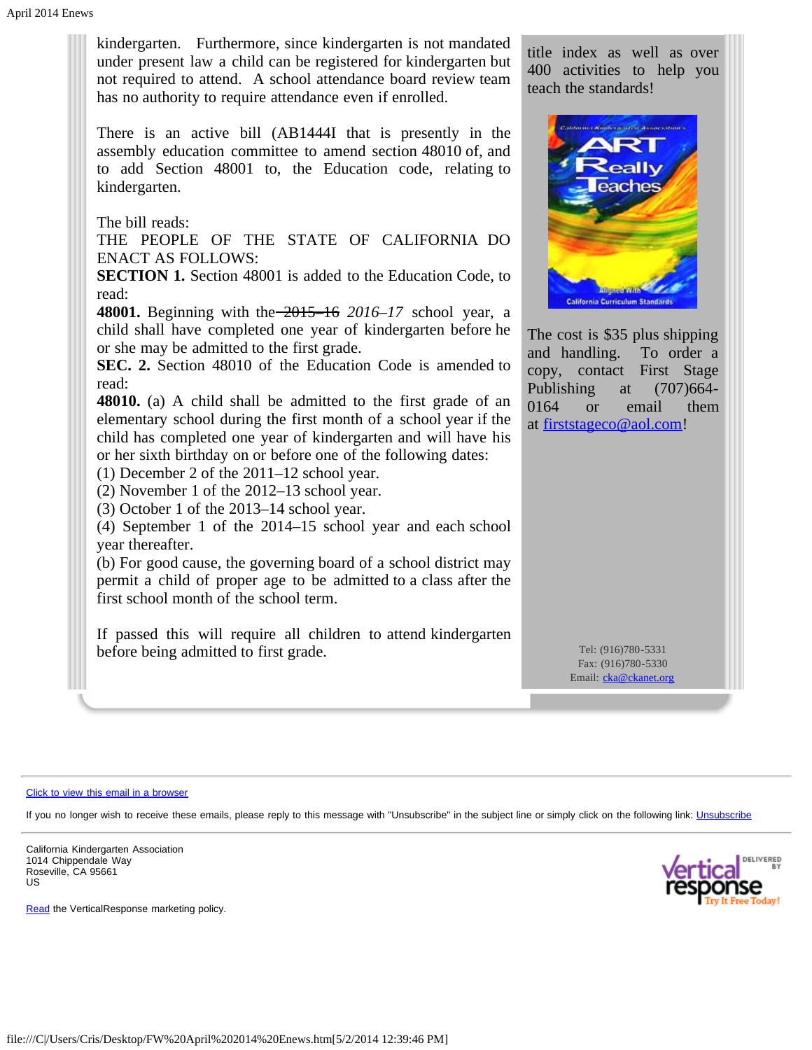kindergarten. Furthermore, since kindergarten is not mandated under present law a child can be registered for kindergarten but not required to attend. A school attendance board review team has no authority to require attendance even if enrolled.

There is an active bill (AB1444I that is presently in the assembly education committee to amend section 48010 of, and to add Section 48001 to, the Education code, relating to kindergarten.

The bill reads:
THE PEOPLE OF THE STATE OF CALIFORNIA DO ENACT AS FOLLOWS:
**SECTION 1.** Section 48001 is added to the Education Code, to read:
**48001.** Beginning with the ~~2015–16~~ *2016–17* school year, a child shall have completed one year of kindergarten before he or she may be admitted to the first grade.
**SEC. 2.** Section 48010 of the Education Code is amended to read:
**48010.** (a) A child shall be admitted to the first grade of an elementary school during the first month of a school year if the child has completed one year of kindergarten and will have his or her sixth birthday on or before one of the following dates:
(1) December 2 of the 2011–12 school year.
(2) November 1 of the 2012–13 school year.
(3) October 1 of the 2013–14 school year.
(4) September 1 of the 2014–15 school year and each school year thereafter.
(b) For good cause, the governing board of a school district may permit a child of proper age to be admitted to a class after the first school month of the school term.

If passed this will require all children to attend kindergarten before being admitted to first grade.

title index as well as over 400 activities to help you teach the standards!

California Kindergarten Association's
ART Really Teaches
Aligned With California Curriculum Standards

The cost is $35 plus shipping and handling. To order a copy, contact First Stage Publishing at (707)664-0164 or email them at firststageco@aol.com!

Tel: (916)780-5331
Fax: (916)780-5330
Email: cka@ckanet.org

Click to view this email in a browser

If you no longer wish to receive these emails, please reply to this message with "Unsubscribe" in the subject line or simply click on the following link: Unsubscribe

California Kindergarten Association
1014 Chippendale Way
Roseville, CA 95661
US

Read the VerticalResponse marketing policy.

DELIVERED BY Vertical response Try It Free Today!